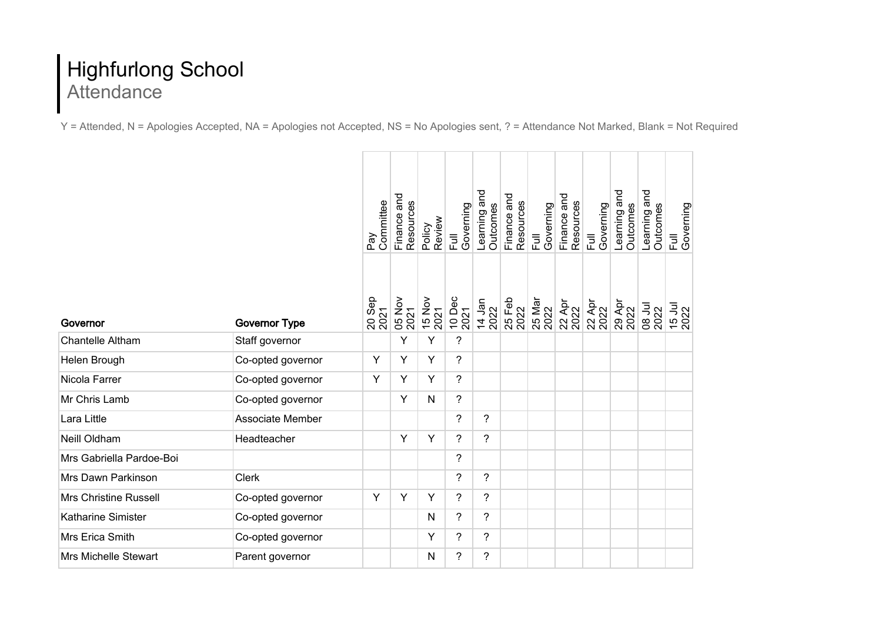# Highfurlong School

## Attendance

Y = Attended, N = Apologies Accepted, NA = Apologies not Accepted, NS = No Apologies sent, ? = Attendance Not Marked, Blank = Not Required

| Governor | Governor Type | Pay Committee 20 Sep 2021 | Finance and Resources 05 Nov 2021 | Policy Review 15 Nov 2021 | Full Governing 10 Dec 2021 | Learning and Outcomes 14 Jan 2022 | Finance and Resources 25 Feb 2022 | Full Governing 25 Mar 2022 | Finance and Resources 22 Apr 2022 | Full Governing 22 Apr 2022 | Learning and Outcomes 29 Apr 2022 | Learning and Outcomes 08 Jul 2022 | Full Governing 15 Jul 2022 |
|---|---|---|---|---|---|---|---|---|---|---|---|---|---|
| Chantelle Altham | Staff governor | | Y | Y | ? | | | | | | | | |
| Helen Brough | Co-opted governor | Y | Y | Y | ? | | | | | | | | |
| Nicola Farrer | Co-opted governor | Y | Y | Y | ? | | | | | | | | |
| Mr Chris Lamb | Co-opted governor | | Y | N | ? | | | | | | | | |
| Lara Little | Associate Member | | | | ? | ? | | | | | | | |
| Neill Oldham | Headteacher | | Y | Y | ? | ? | | | | | | | |
| Mrs Gabriella Pardoe-Boi | | | | | ? | | | | | | | | |
| Mrs Dawn Parkinson | Clerk | | | | ? | ? | | | | | | | |
| Mrs Christine Russell | Co-opted governor | Y | Y | Y | ? | ? | | | | | | | |
| Katharine Simister | Co-opted governor | | | N | ? | ? | | | | | | | |
| Mrs Erica Smith | Co-opted governor | | | Y | ? | ? | | | | | | | |
| Mrs Michelle Stewart | Parent governor | | | N | ? | ? | | | | | | | |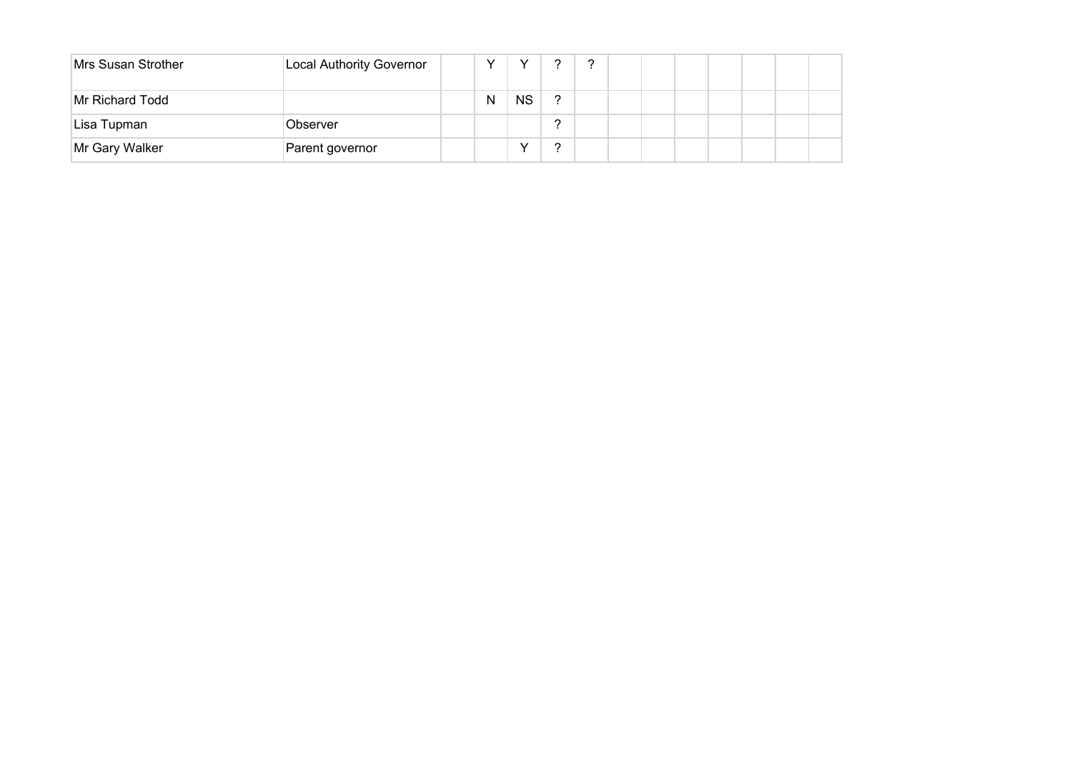| | | | | | | | | | | | | | |
|---|---|---|---|---|---|---|---|---|---|---|---|---|---|
| Mrs Susan Strother | Local Authority Governor | | Y | Y | ? | ? | | | | | | | |
| Mr Richard Todd | | | N | NS | ? | | | | | | | | |
| Lisa Tupman | Observer | | | | ? | | | | | | | | |
| Mr Gary Walker | Parent governor | | | Y | ? | | | | | | | | |